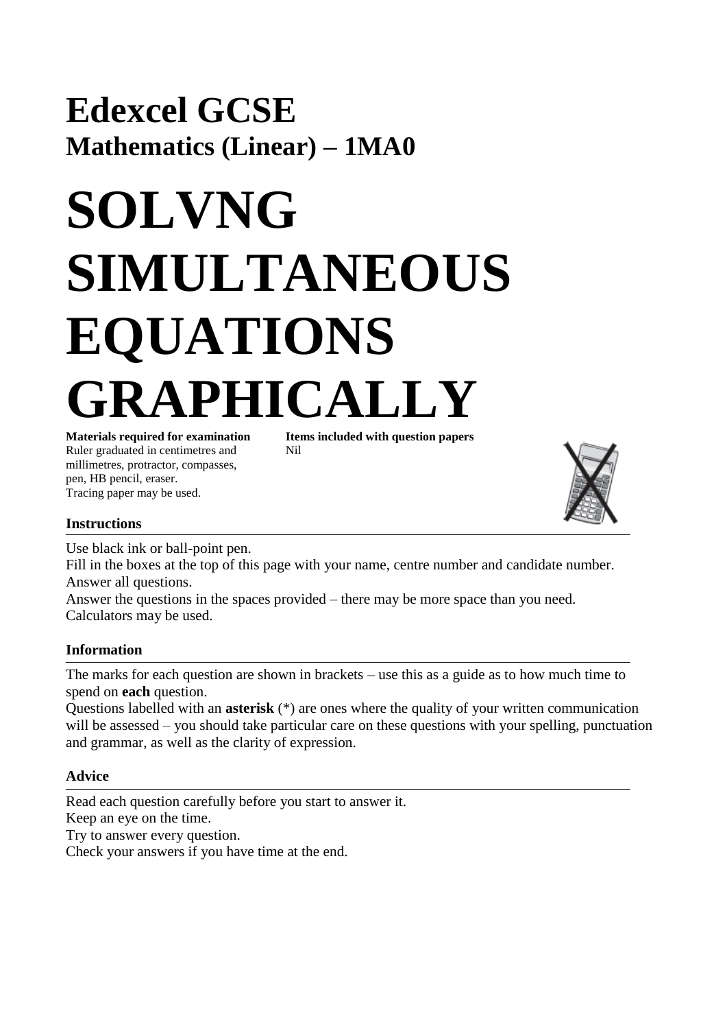# Edexcel GCSE

## Mathematics (Linear) – 1MA0

# SOLVNG SIMULTANEOUS EQUATIONS GRAPHICALLY

**Materials required for examination**
Ruler graduated in centimetres and millimetres, protractor, compasses, pen, HB pencil, eraser.
Tracing paper may be used.

**Items included with question papers**
Nil

### Instructions

Use black ink or ball-point pen.
Fill in the boxes at the top of this page with your name, centre number and candidate number.
Answer all questions.
Answer the questions in the spaces provided – there may be more space than you need.
Calculators may be used.

### Information

The marks for each question are shown in brackets – use this as a guide as to how much time to spend on **each** question.
Questions labelled with an **asterisk** (*) are ones where the quality of your written communication will be assessed – you should take particular care on these questions with your spelling, punctuation and grammar, as well as the clarity of expression.

### Advice

Read each question carefully before you start to answer it.
Keep an eye on the time.
Try to answer every question.
Check your answers if you have time at the end.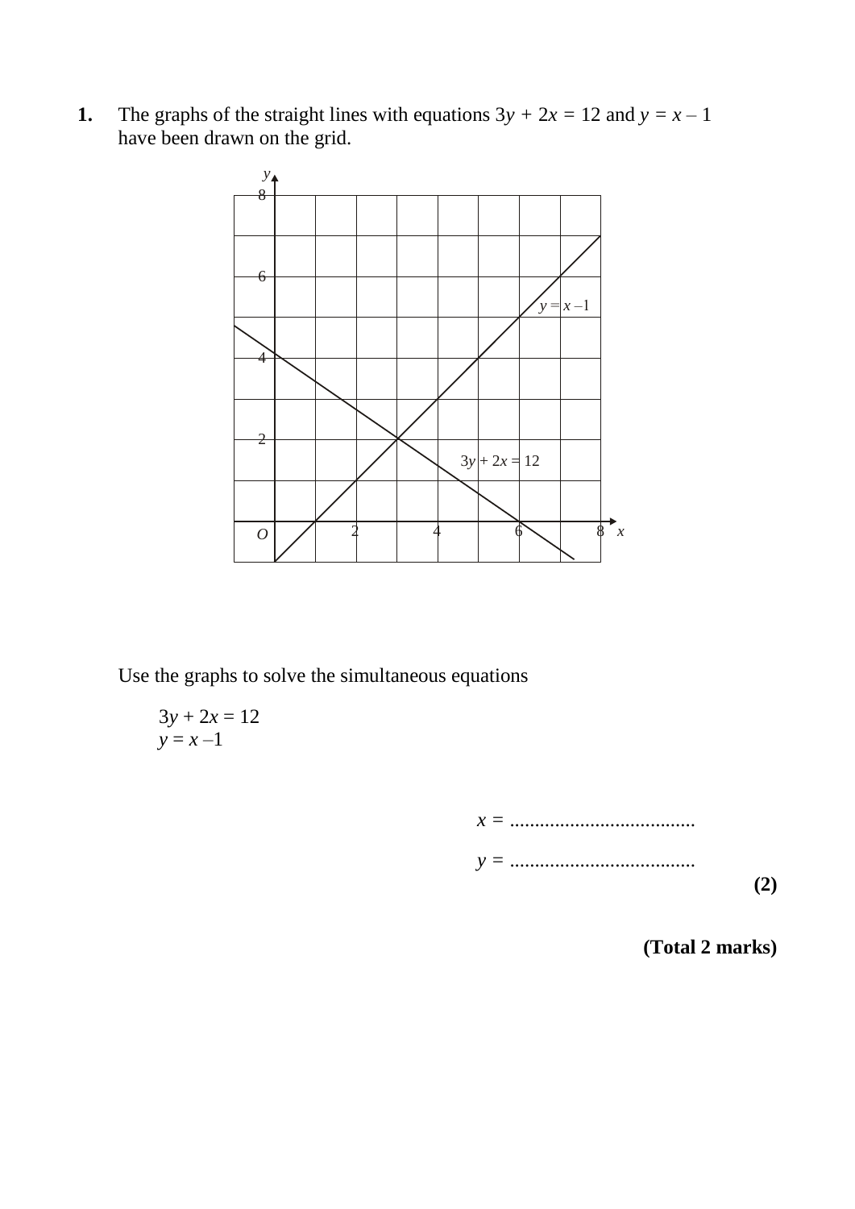**1.** The graphs of the straight lines with equations $3y + 2x = 12$ and $y = x - 1$ have been drawn on the grid.

Use the graphs to solve the simultaneous equations

$$3y + 2x = 12$$
$$y = x - 1$$

$x =$ .....................................

$y =$ .....................................

**(2)**

**(Total 2 marks)**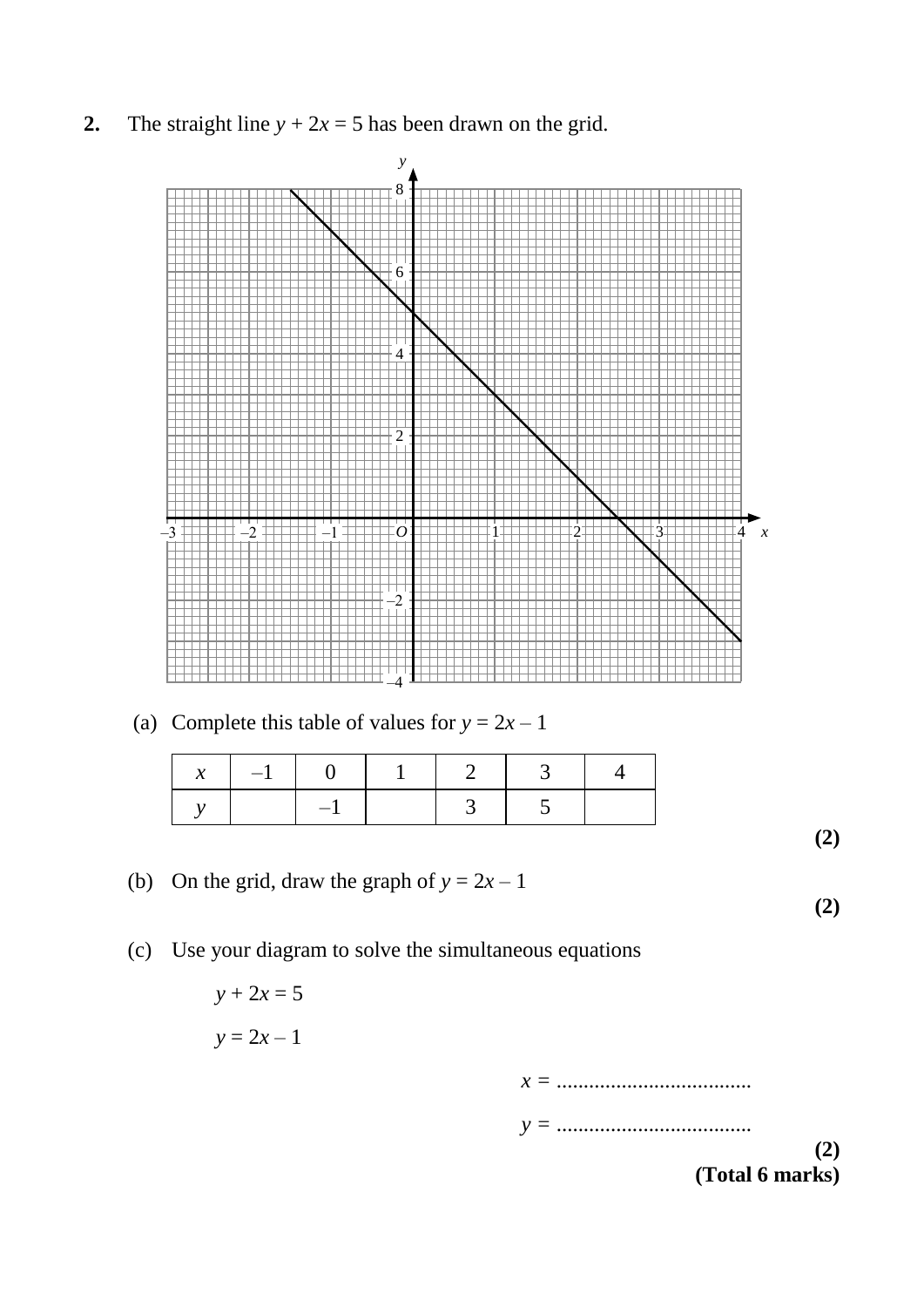**2.** The straight line $y + 2x = 5$ has been drawn on the grid.

(a) Complete this table of values for $y = 2x - 1$

| $x$ | $-1$ | 0 | 1 | 2 | 3 | 4 |
|---|---|---|---|---|---|---|
| $y$ | | $-1$ | | 3 | 5 | |

**(2)**

(b) On the grid, draw the graph of $y = 2x - 1$

**(2)**

(c) Use your diagram to solve the simultaneous equations

$y + 2x = 5$

$y = 2x - 1$

$x$ = ....................................

$y$ = ....................................

**(2)**

**(Total 6 marks)**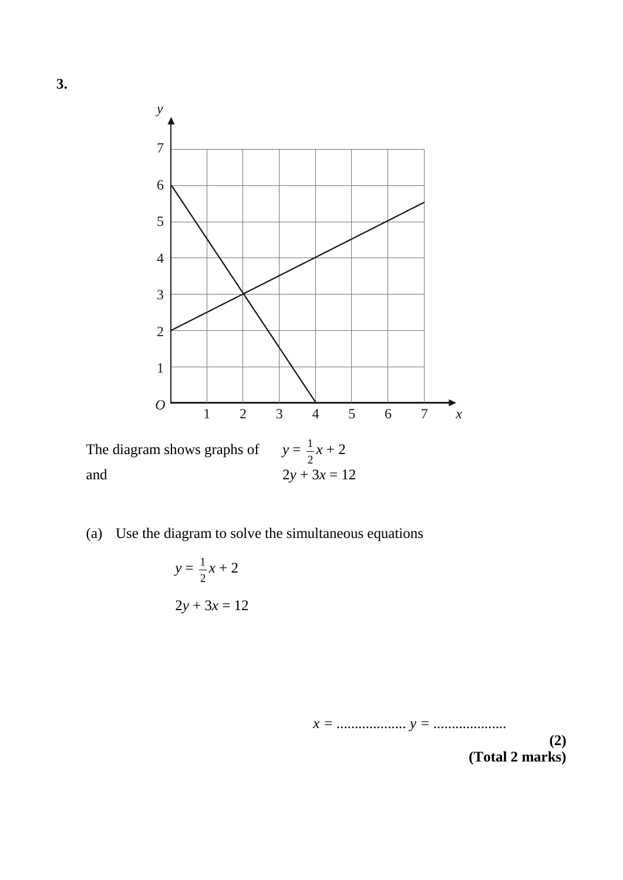**3.**

The diagram shows graphs of $y = \frac{1}{2}x + 2$

and $2y + 3x = 12$

(a) Use the diagram to solve the simultaneous equations

$$y = \frac{1}{2}x + 2$$

$$2y + 3x = 12$$

$x$ = .................. $y$ = ...................

**(2)**

**(Total 2 marks)**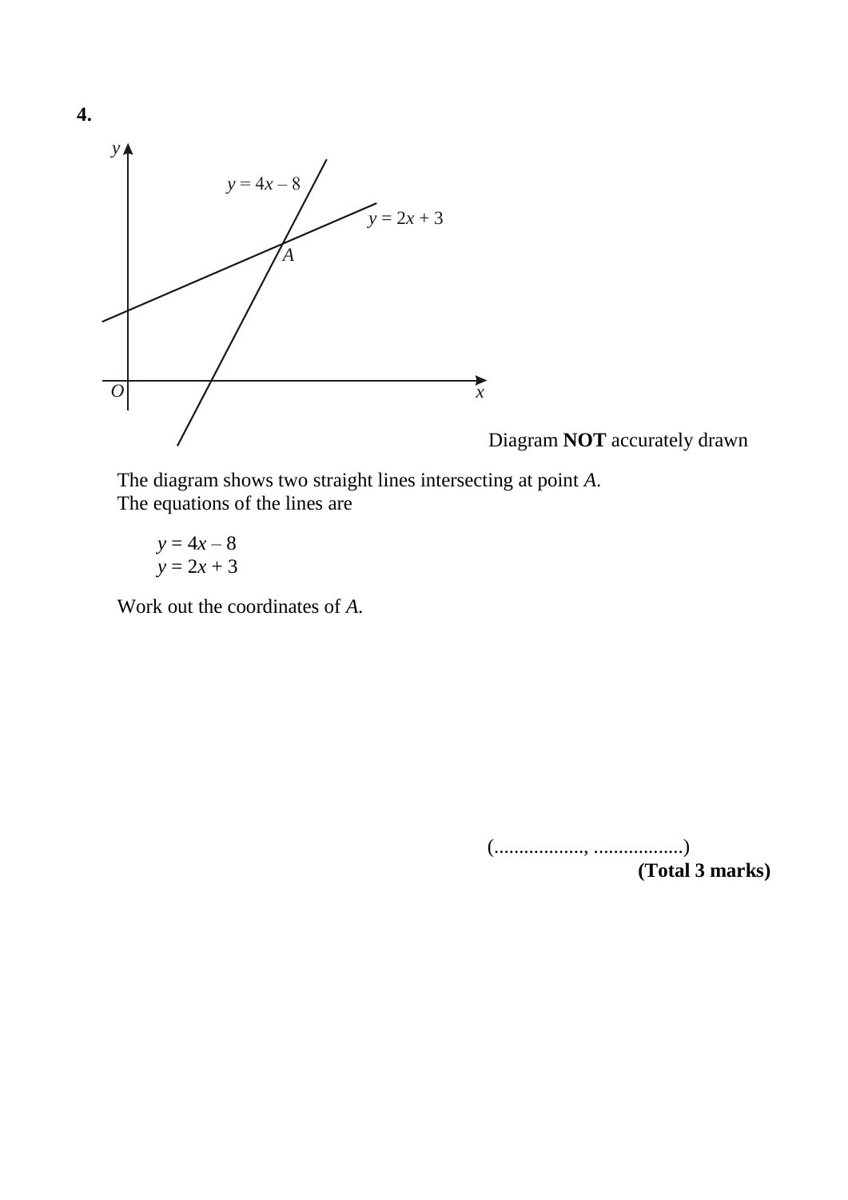**4.**

$y$

$y = 4x - 8$

$y = 2x + 3$

$A$

$O$

$x$

Diagram **NOT** accurately drawn

The diagram shows two straight lines intersecting at point $A$.
The equations of the lines are

$y = 4x - 8$
$y = 2x + 3$

Work out the coordinates of $A$.

(.................., ..................)

**(Total 3 marks)**